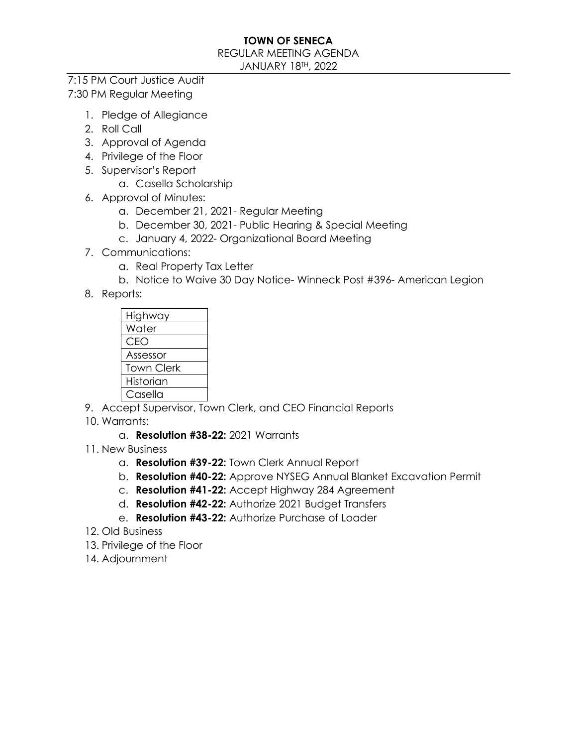# TOWN OF SENECA

REGULAR MEETING AGENDA

JANUARY 18TH, 2022

7:15 PM Court Justice Audit

7:30 PM Regular Meeting

1. Pledge of Allegiance
2. Roll Call
3. Approval of Agenda
4. Privilege of the Floor
5. Supervisor's Report
    a. Casella Scholarship
6. Approval of Minutes:
    a. December 21, 2021- Regular Meeting
    b. December 30, 2021- Public Hearing & Special Meeting
    c. January 4, 2022- Organizational Board Meeting
7. Communications:
    a. Real Property Tax Letter
    b. Notice to Waive 30 Day Notice- Winneck Post #396- American Legion
8. Reports:

| Highway |
|---|
| Water |
| CEO |
| Assessor |
| Town Clerk |
| Historian |
| Casella |

9. Accept Supervisor, Town Clerk, and CEO Financial Reports
10. Warrants:
    a. **Resolution #38-22:** 2021 Warrants
11. New Business
    a. **Resolution #39-22:** Town Clerk Annual Report
    b. **Resolution #40-22:** Approve NYSEG Annual Blanket Excavation Permit
    c. **Resolution #41-22:** Accept Highway 284 Agreement
    d. **Resolution #42-22:** Authorize 2021 Budget Transfers
    e. **Resolution #43-22:** Authorize Purchase of Loader
12. Old Business
13. Privilege of the Floor
14. Adjournment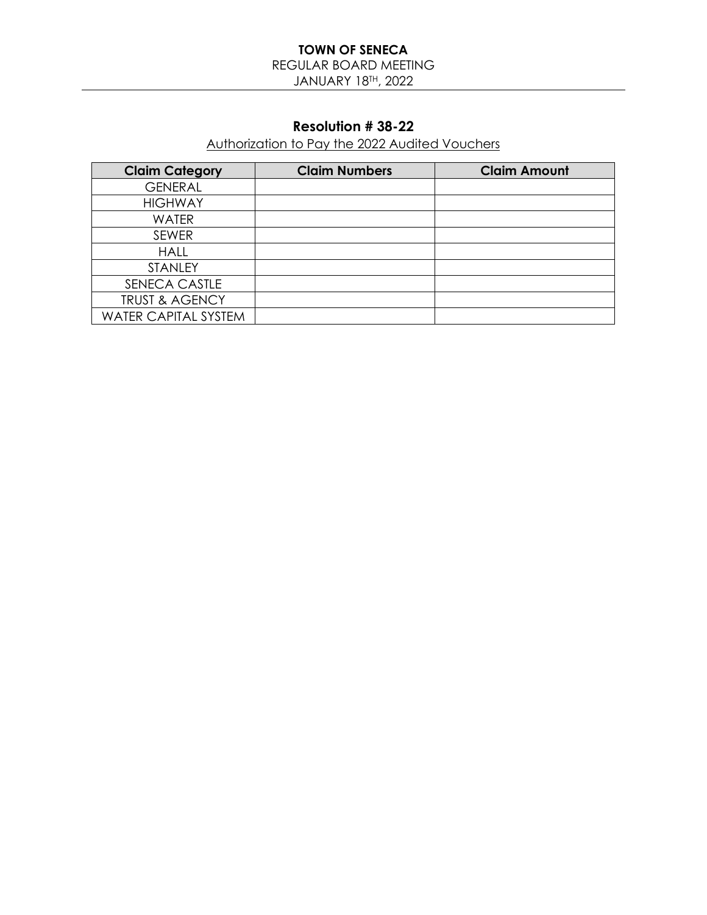**TOWN OF SENECA**
REGULAR BOARD MEETING
JANUARY 18TH, 2022

## Resolution # 38-22

Authorization to Pay the 2022 Audited Vouchers

| Claim Category | Claim Numbers | Claim Amount |
|---|---|---|
| GENERAL | | |
| HIGHWAY | | |
| WATER | | |
| SEWER | | |
| HALL | | |
| STANLEY | | |
| SENECA CASTLE | | |
| TRUST & AGENCY | | |
| WATER CAPITAL SYSTEM | | |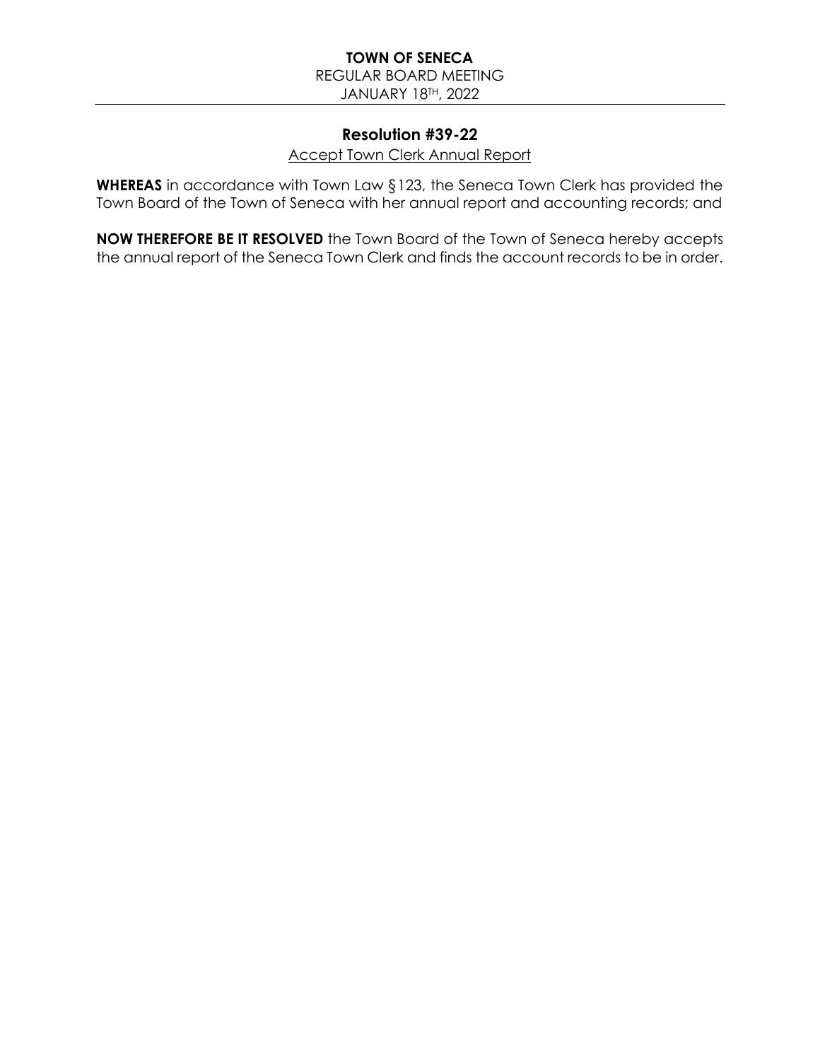**TOWN OF SENECA**
REGULAR BOARD MEETING
JANUARY 18TH, 2022

## Resolution #39-22

Accept Town Clerk Annual Report

**WHEREAS** in accordance with Town Law §123, the Seneca Town Clerk has provided the Town Board of the Town of Seneca with her annual report and accounting records; and

**NOW THEREFORE BE IT RESOLVED** the Town Board of the Town of Seneca hereby accepts the annual report of the Seneca Town Clerk and finds the account records to be in order.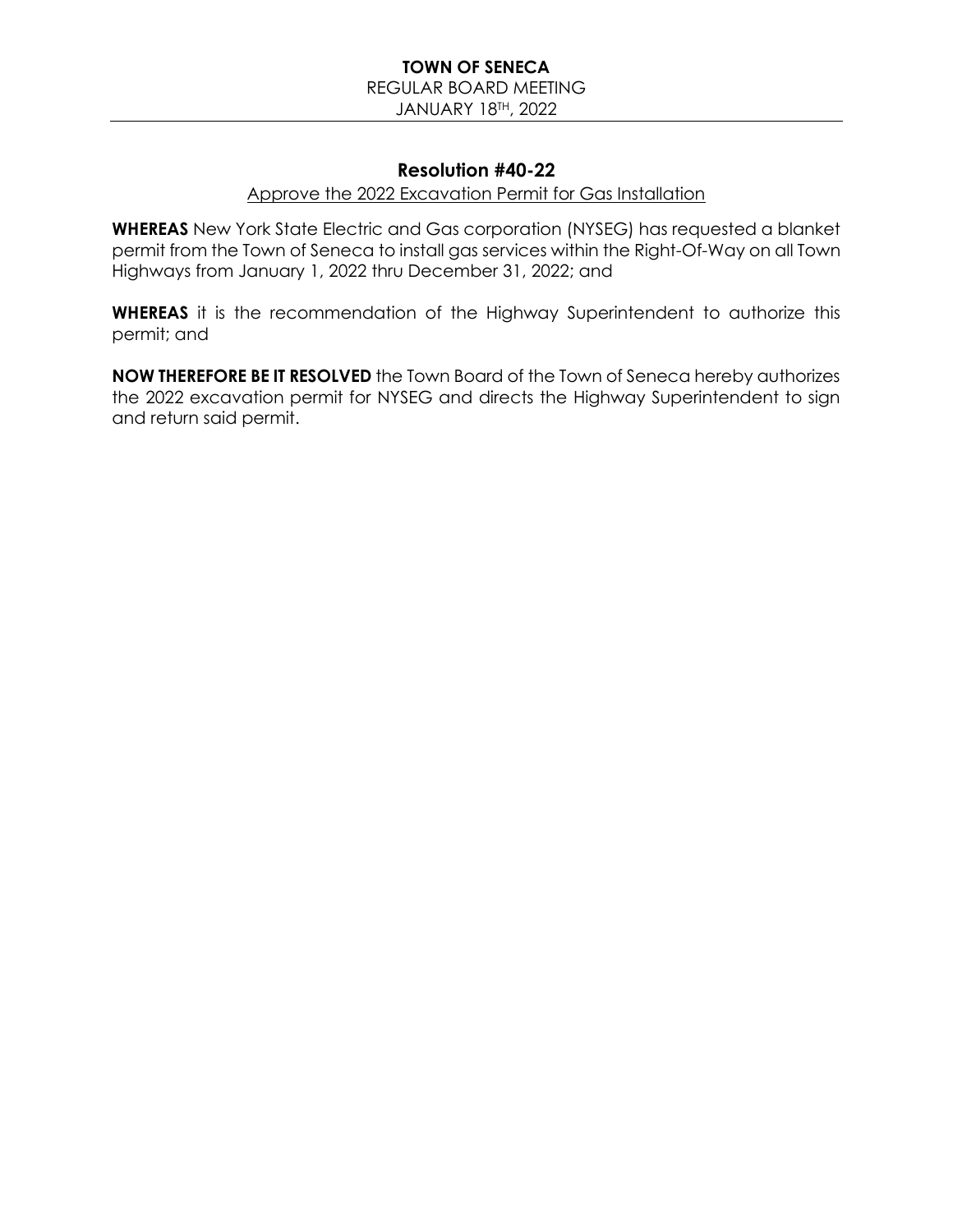**TOWN OF SENECA**
REGULAR BOARD MEETING
JANUARY 18TH, 2022

## Resolution #40-22

Approve the 2022 Excavation Permit for Gas Installation

**WHEREAS** New York State Electric and Gas corporation (NYSEG) has requested a blanket permit from the Town of Seneca to install gas services within the Right-Of-Way on all Town Highways from January 1, 2022 thru December 31, 2022; and

**WHEREAS** it is the recommendation of the Highway Superintendent to authorize this permit; and

**NOW THEREFORE BE IT RESOLVED** the Town Board of the Town of Seneca hereby authorizes the 2022 excavation permit for NYSEG and directs the Highway Superintendent to sign and return said permit.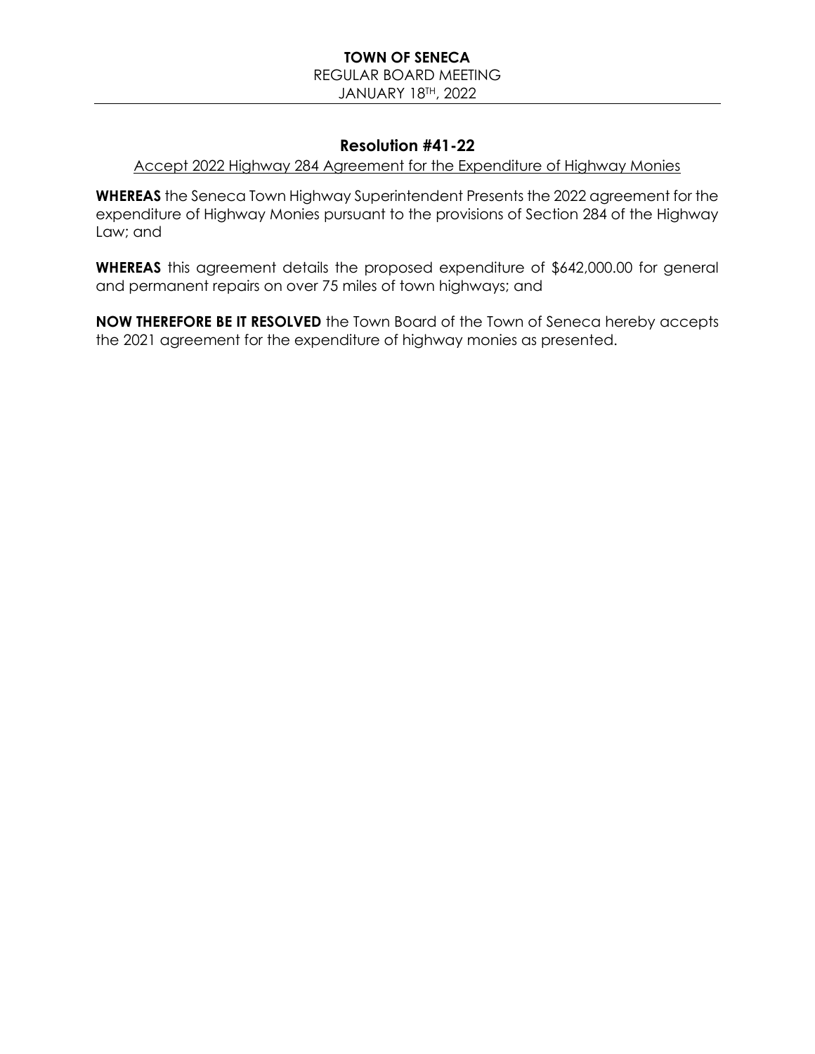**TOWN OF SENECA**
REGULAR BOARD MEETING
JANUARY 18TH, 2022

## Resolution #41-22

Accept 2022 Highway 284 Agreement for the Expenditure of Highway Monies

**WHEREAS** the Seneca Town Highway Superintendent Presents the 2022 agreement for the expenditure of Highway Monies pursuant to the provisions of Section 284 of the Highway Law; and

**WHEREAS** this agreement details the proposed expenditure of $642,000.00 for general and permanent repairs on over 75 miles of town highways; and

**NOW THEREFORE BE IT RESOLVED** the Town Board of the Town of Seneca hereby accepts the 2021 agreement for the expenditure of highway monies as presented.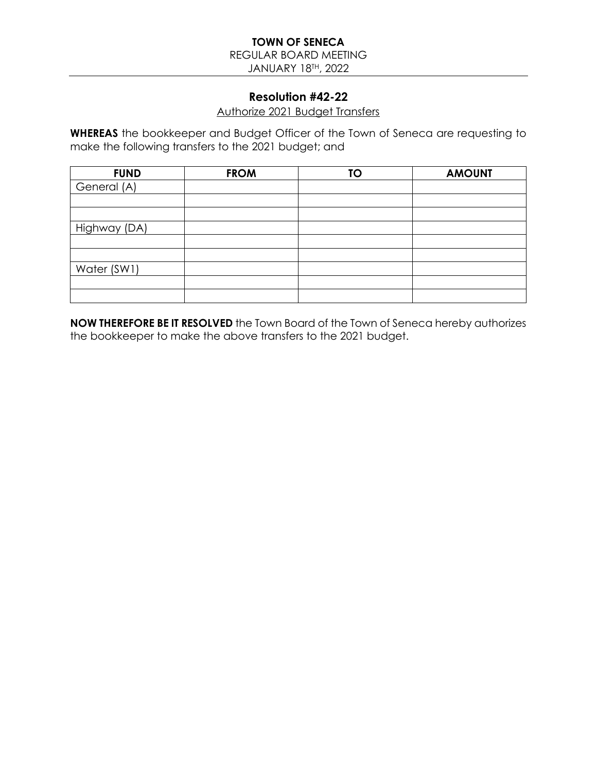**TOWN OF SENECA**

REGULAR BOARD MEETING

JANUARY 18TH, 2022

## Resolution #42-22

Authorize 2021 Budget Transfers

**WHEREAS** the bookkeeper and Budget Officer of the Town of Seneca are requesting to make the following transfers to the 2021 budget; and

| FUND | FROM | TO | AMOUNT |
| --- | --- | --- | --- |
| General (A) | | | |
| | | | |
| | | | |
| Highway (DA) | | | |
| | | | |
| | | | |
| Water (SW1) | | | |
| | | | |
| | | | |

**NOW THEREFORE BE IT RESOLVED** the Town Board of the Town of Seneca hereby authorizes the bookkeeper to make the above transfers to the 2021 budget.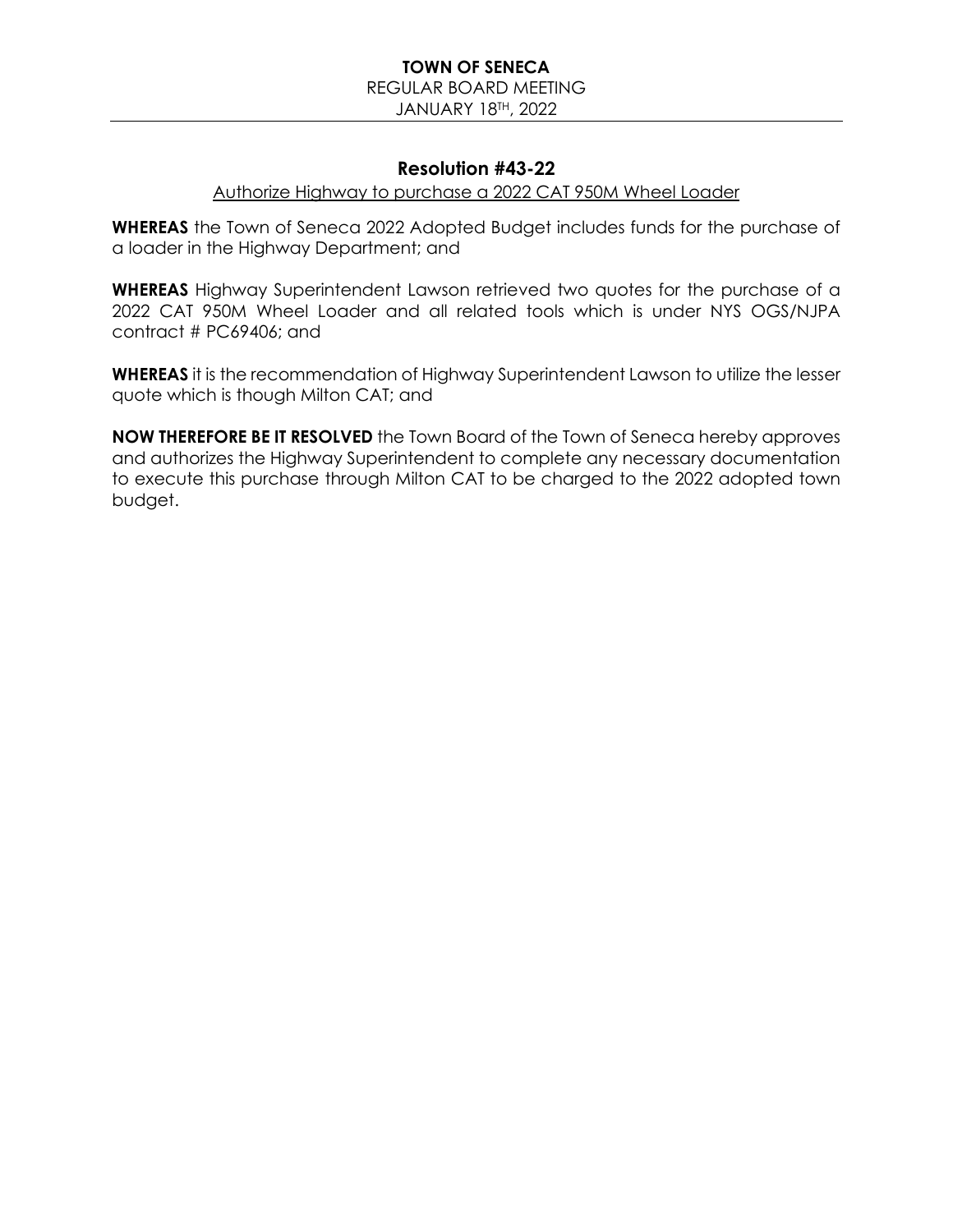**TOWN OF SENECA**
REGULAR BOARD MEETING
JANUARY 18TH, 2022

## Resolution #43-22

Authorize Highway to purchase a 2022 CAT 950M Wheel Loader

**WHEREAS** the Town of Seneca 2022 Adopted Budget includes funds for the purchase of a loader in the Highway Department; and

**WHEREAS** Highway Superintendent Lawson retrieved two quotes for the purchase of a 2022 CAT 950M Wheel Loader and all related tools which is under NYS OGS/NJPA contract # PC69406; and

**WHEREAS** it is the recommendation of Highway Superintendent Lawson to utilize the lesser quote which is though Milton CAT; and

**NOW THEREFORE BE IT RESOLVED** the Town Board of the Town of Seneca hereby approves and authorizes the Highway Superintendent to complete any necessary documentation to execute this purchase through Milton CAT to be charged to the 2022 adopted town budget.